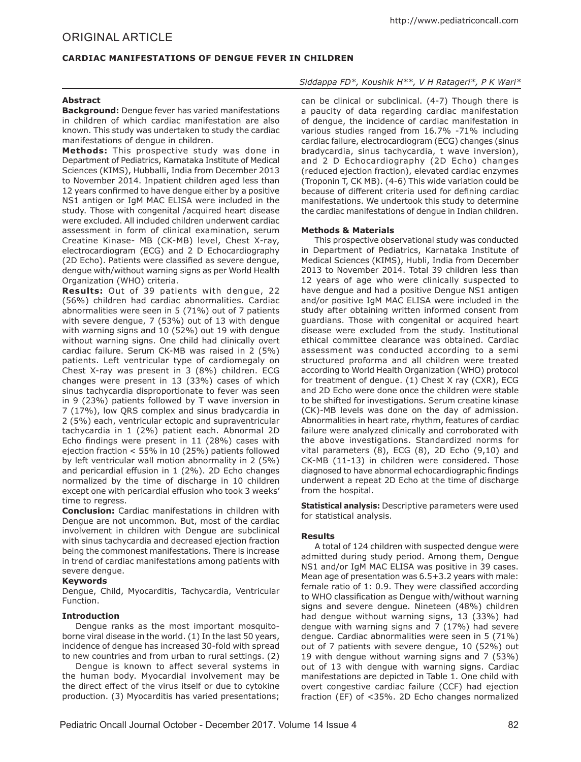ORIGINAL ARTICLE

# CARDIAC MANIFESTATIONS OF DENGUE FEVER IN CHILDREN

*Siddappa FD\*, Koushik H\*\*, V H Ratageri\*, P K Wari\**

### Abstract

**Background:** Dengue fever has varied manifestations in children of which cardiac manifestation are also known. This study was undertaken to study the cardiac manifestations of dengue in children.

**Methods:** This prospective study was done in Department of Pediatrics, Karnataka Institute of Medical Sciences (KIMS), Hubballi, India from December 2013 to November 2014. Inpatient children aged less than 12 years confirmed to have dengue either by a positive NS1 antigen or IgM MAC ELISA were included in the study. Those with congenital /acquired heart disease were excluded. All included children underwent cardiac assessment in form of clinical examination, serum Creatine Kinase- MB (CK-MB) level, Chest X-ray, electrocardiogram (ECG) and 2 D Echocardiography (2D Echo). Patients were classified as severe dengue, dengue with/without warning signs as per World Health Organization (WHO) criteria.

**Results:** Out of 39 patients with dengue, 22 (56%) children had cardiac abnormalities. Cardiac abnormalities were seen in 5 (71%) out of 7 patients with severe dengue, 7 (53%) out of 13 with dengue with warning signs and 10 (52%) out 19 with dengue without warning signs. One child had clinically overt cardiac failure. Serum CK-MB was raised in 2 (5%) patients. Left ventricular type of cardiomegaly on Chest X-ray was present in 3 (8%) children. ECG changes were present in 13 (33%) cases of which sinus tachycardia disproportionate to fever was seen in 9 (23%) patients followed by T wave inversion in 7 (17%), low QRS complex and sinus bradycardia in 2 (5%) each, ventricular ectopic and supraventricular tachycardia in 1 (2%) patient each. Abnormal 2D Echo findings were present in 11 (28%) cases with ejection fraction < 55% in 10 (25%) patients followed by left ventricular wall motion abnormality in 2 (5%) and pericardial effusion in 1 (2%). 2D Echo changes normalized by the time of discharge in 10 children except one with pericardial effusion who took 3 weeks' time to regress.

**Conclusion:** Cardiac manifestations in children with Dengue are not uncommon. But, most of the cardiac involvement in children with Dengue are subclinical with sinus tachycardia and decreased ejection fraction being the commonest manifestations. There is increase in trend of cardiac manifestations among patients with severe dengue.

### Keywords

Dengue, Child, Myocarditis, Tachycardia, Ventricular Function.

### Introduction

Dengue ranks as the most important mosquito-borne viral disease in the world. (1) In the last 50 years, incidence of dengue has increased 30-fold with spread to new countries and from urban to rural settings. (2)

Dengue is known to affect several systems in the human body. Myocardial involvement may be the direct effect of the virus itself or due to cytokine production. (3) Myocarditis has varied presentations; can be clinical or subclinical. (4-7) Though there is a paucity of data regarding cardiac manifestation of dengue, the incidence of cardiac manifestation in various studies ranged from 16.7% -71% including cardiac failure, electrocardiogram (ECG) changes (sinus bradycardia, sinus tachycardia, t wave inversion), and 2 D Echocardiography (2D Echo) changes (reduced ejection fraction), elevated cardiac enzymes (Troponin T, CK MB). (4-6) This wide variation could be because of different criteria used for defining cardiac manifestations. We undertook this study to determine the cardiac manifestations of dengue in Indian children.

### Methods & Materials

This prospective observational study was conducted in Department of Pediatrics, Karnataka Institute of Medical Sciences (KIMS), Hubli, India from December 2013 to November 2014. Total 39 children less than 12 years of age who were clinically suspected to have dengue and had a positive Dengue NS1 antigen and/or positive IgM MAC ELISA were included in the study after obtaining written informed consent from guardians. Those with congenital or acquired heart disease were excluded from the study. Institutional ethical committee clearance was obtained. Cardiac assessment was conducted according to a semi structured proforma and all children were treated according to World Health Organization (WHO) protocol for treatment of dengue. (1) Chest X ray (CXR), ECG and 2D Echo were done once the children were stable to be shifted for investigations. Serum creatine kinase (CK)-MB levels was done on the day of admission. Abnormalities in heart rate, rhythm, features of cardiac failure were analyzed clinically and corroborated with the above investigations. Standardized norms for vital parameters (8), ECG (8), 2D Echo (9,10) and CK-MB (11-13) in children were considered. Those diagnosed to have abnormal echocardiographic findings underwent a repeat 2D Echo at the time of discharge from the hospital.

**Statistical analysis:** Descriptive parameters were used for statistical analysis.

### Results

A total of 124 children with suspected dengue were admitted during study period. Among them, Dengue NS1 and/or IgM MAC ELISA was positive in 39 cases. Mean age of presentation was 6.5+3.2 years with male: female ratio of 1: 0.9. They were classified according to WHO classification as Dengue with/without warning signs and severe dengue. Nineteen (48%) children had dengue without warning signs, 13 (33%) had dengue with warning signs and 7 (17%) had severe dengue. Cardiac abnormalities were seen in 5 (71%) out of 7 patients with severe dengue, 10 (52%) out 19 with dengue without warning signs and 7 (53%) out of 13 with dengue with warning signs. Cardiac manifestations are depicted in Table 1. One child with overt congestive cardiac failure (CCF) had ejection fraction (EF) of <35%. 2D Echo changes normalized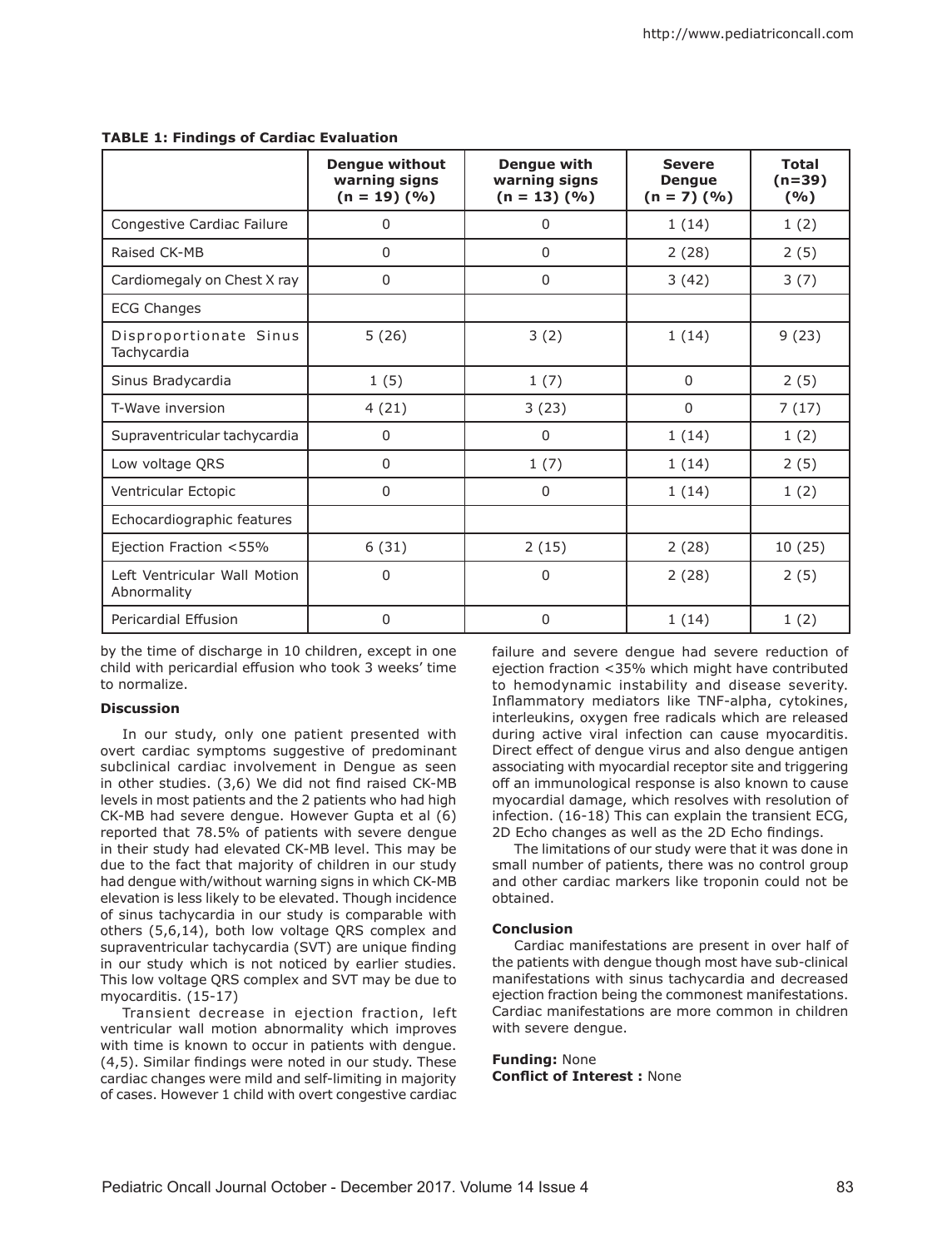**TABLE 1: Findings of Cardiac Evaluation**

| | Dengue without warning signs (n = 19) (%) | Dengue with warning signs (n = 13) (%) | Severe Dengue (n = 7) (%) | Total (n=39) (%) |
|---|---|---|---|---|
| Congestive Cardiac Failure | 0 | 0 | 1 (14) | 1 (2) |
| Raised CK-MB | 0 | 0 | 2 (28) | 2 (5) |
| Cardiomegaly on Chest X ray | 0 | 0 | 3 (42) | 3 (7) |
| ECG Changes | | | | |
| Disproportionate Sinus Tachycardia | 5 (26) | 3 (2) | 1 (14) | 9 (23) |
| Sinus Bradycardia | 1 (5) | 1 (7) | 0 | 2 (5) |
| T-Wave inversion | 4 (21) | 3 (23) | 0 | 7 (17) |
| Supraventricular tachycardia | 0 | 0 | 1 (14) | 1 (2) |
| Low voltage QRS | 0 | 1 (7) | 1 (14) | 2 (5) |
| Ventricular Ectopic | 0 | 0 | 1 (14) | 1 (2) |
| Echocardiographic features | | | | |
| Ejection Fraction <55% | 6 (31) | 2 (15) | 2 (28) | 10 (25) |
| Left Ventricular Wall Motion Abnormality | 0 | 0 | 2 (28) | 2 (5) |
| Pericardial Effusion | 0 | 0 | 1 (14) | 1 (2) |

by the time of discharge in 10 children, except in one child with pericardial effusion who took 3 weeks' time to normalize.

**Discussion**

In our study, only one patient presented with overt cardiac symptoms suggestive of predominant subclinical cardiac involvement in Dengue as seen in other studies. (3,6) We did not find raised CK-MB levels in most patients and the 2 patients who had high CK-MB had severe dengue. However Gupta et al (6) reported that 78.5% of patients with severe dengue in their study had elevated CK-MB level. This may be due to the fact that majority of children in our study had dengue with/without warning signs in which CK-MB elevation is less likely to be elevated. Though incidence of sinus tachycardia in our study is comparable with others (5,6,14), both low voltage QRS complex and supraventricular tachycardia (SVT) are unique finding in our study which is not noticed by earlier studies. This low voltage QRS complex and SVT may be due to myocarditis. (15-17)

Transient decrease in ejection fraction, left ventricular wall motion abnormality which improves with time is known to occur in patients with dengue. (4,5). Similar findings were noted in our study. These cardiac changes were mild and self-limiting in majority of cases. However 1 child with overt congestive cardiac failure and severe dengue had severe reduction of ejection fraction <35% which might have contributed to hemodynamic instability and disease severity. Inflammatory mediators like TNF-alpha, cytokines, interleukins, oxygen free radicals which are released during active viral infection can cause myocarditis. Direct effect of dengue virus and also dengue antigen associating with myocardial receptor site and triggering off an immunological response is also known to cause myocardial damage, which resolves with resolution of infection. (16-18) This can explain the transient ECG, 2D Echo changes as well as the 2D Echo findings.

The limitations of our study were that it was done in small number of patients, there was no control group and other cardiac markers like troponin could not be obtained.

**Conclusion**

Cardiac manifestations are present in over half of the patients with dengue though most have sub-clinical manifestations with sinus tachycardia and decreased ejection fraction being the commonest manifestations. Cardiac manifestations are more common in children with severe dengue.

**Funding:** None
**Conflict of Interest :** None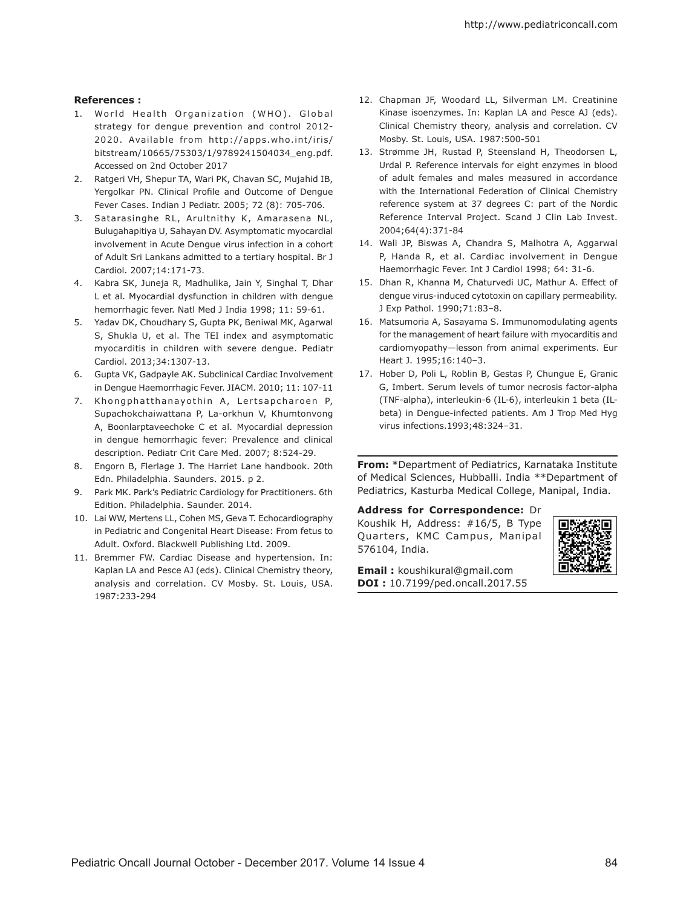**References :**

1. World Health Organization (WHO). Global strategy for dengue prevention and control 2012-2020. Available from http://apps.who.int/iris/bitstream/10665/75303/1/9789241504034_eng.pdf. Accessed on 2nd October 2017
2. Ratgeri VH, Shepur TA, Wari PK, Chavan SC, Mujahid IB, Yergolkar PN. Clinical Profile and Outcome of Dengue Fever Cases. Indian J Pediatr. 2005; 72 (8): 705-706.
3. Satarasinghe RL, Arultnithy K, Amarasena NL, Bulugahapitiya U, Sahayan DV. Asymptomatic myocardial involvement in Acute Dengue virus infection in a cohort of Adult Sri Lankans admitted to a tertiary hospital. Br J Cardiol. 2007;14:171-73.
4. Kabra SK, Juneja R, Madhulika, Jain Y, Singhal T, Dhar L et al. Myocardial dysfunction in children with dengue hemorrhagic fever. Natl Med J India 1998; 11: 59-61.
5. Yadav DK, Choudhary S, Gupta PK, Beniwal MK, Agarwal S, Shukla U, et al. The TEI index and asymptomatic myocarditis in children with severe dengue. Pediatr Cardiol. 2013;34:1307-13.
6. Gupta VK, Gadpayle AK. Subclinical Cardiac Involvement in Dengue Haemorrhagic Fever. JIACM. 2010; 11: 107-11
7. Khongphatthanayothin A, Lertsapcharoen P, Supachokchaiwattana P, La-orkhun V, Khumtonvong A, Boonlarptaveechoke C et al. Myocardial depression in dengue hemorrhagic fever: Prevalence and clinical description. Pediatr Crit Care Med. 2007; 8:524-29.
8. Engorn B, Flerlage J. The Harriet Lane handbook. 20th Edn. Philadelphia. Saunders. 2015. p 2.
9. Park MK. Park's Pediatric Cardiology for Practitioners. 6th Edition. Philadelphia. Saunder. 2014.
10. Lai WW, Mertens LL, Cohen MS, Geva T. Echocardiography in Pediatric and Congenital Heart Disease: From fetus to Adult. Oxford. Blackwell Publishing Ltd. 2009.
11. Bremmer FW. Cardiac Disease and hypertension. In: Kaplan LA and Pesce AJ (eds). Clinical Chemistry theory, analysis and correlation. CV Mosby. St. Louis, USA. 1987:233-294
12. Chapman JF, Woodard LL, Silverman LM. Creatinine Kinase isoenzymes. In: Kaplan LA and Pesce AJ (eds). Clinical Chemistry theory, analysis and correlation. CV Mosby. St. Louis, USA. 1987:500-501
13. Strømme JH, Rustad P, Steensland H, Theodorsen L, Urdal P. Reference intervals for eight enzymes in blood of adult females and males measured in accordance with the International Federation of Clinical Chemistry reference system at 37 degrees C: part of the Nordic Reference Interval Project. Scand J Clin Lab Invest. 2004;64(4):371-84
14. Wali JP, Biswas A, Chandra S, Malhotra A, Aggarwal P, Handa R, et al. Cardiac involvement in Dengue Haemorrhagic Fever. Int J Cardiol 1998; 64: 31-6.
15. Dhan R, Khanna M, Chaturvedi UC, Mathur A. Effect of dengue virus-induced cytotoxin on capillary permeability. J Exp Pathol. 1990;71:83–8.
16. Matsumoria A, Sasayama S. Immunomodulating agents for the management of heart failure with myocarditis and cardiomyopathy—lesson from animal experiments. Eur Heart J. 1995;16:140–3.
17. Hober D, Poli L, Roblin B, Gestas P, Chungue E, Granic G, Imbert. Serum levels of tumor necrosis factor-alpha (TNF-alpha), interleukin-6 (IL-6), interleukin 1 beta (IL-beta) in Dengue-infected patients. Am J Trop Med Hyg virus infections.1993;48:324–31.

**From:** *Department of Pediatrics, Karnataka Institute of Medical Sciences, Hubballi. India **Department of Pediatrics, Kasturba Medical College, Manipal, India.

**Address for Correspondence:** Dr Koushik H, Address: #16/5, B Type Quarters, KMC Campus, Manipal 576104, India.

**Email :** koushikural@gmail.com
**DOI :** 10.7199/ped.oncall.2017.55